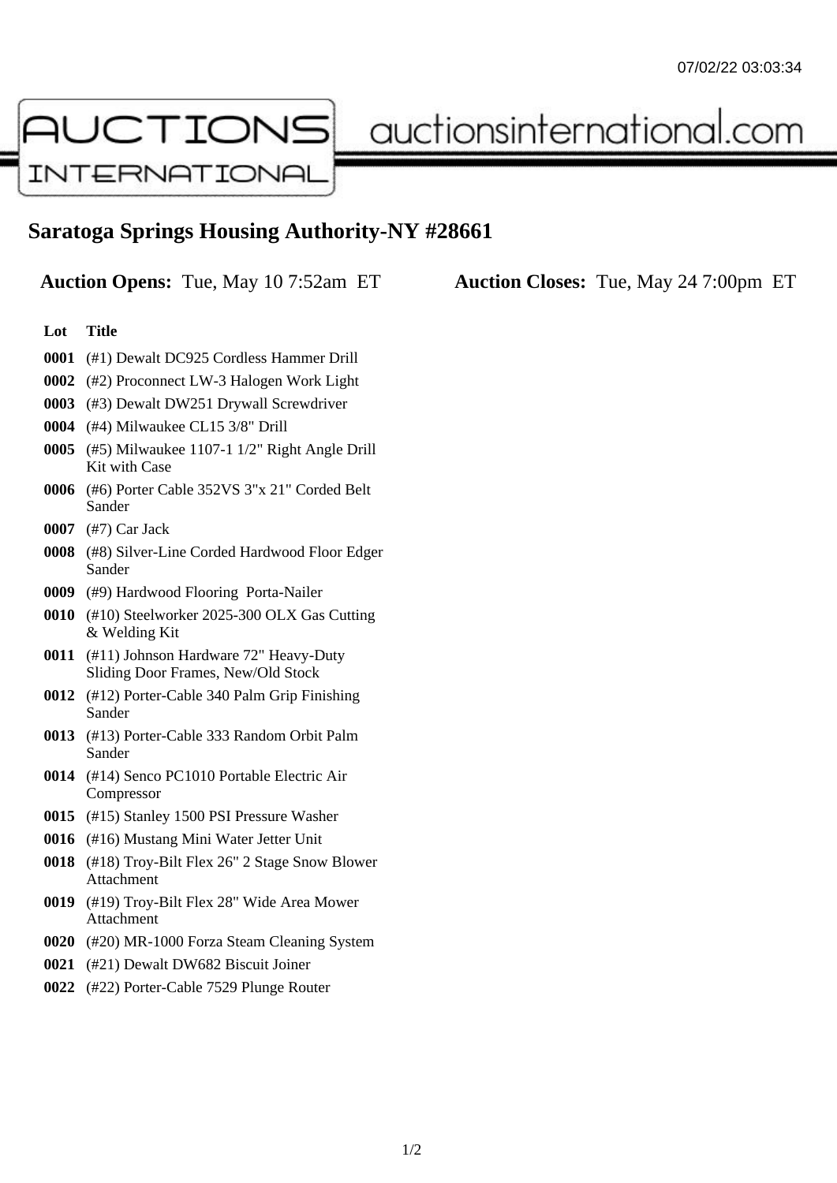07/02/22 03:03:34

AUCTIONS INTERNATIONAL auctionsinternational.com

# Saratoga Springs Housing Authority-NY #28661

**Auction Opens:** Tue, May 10 7:52am ET **Auction Closes:** Tue, May 24 7:00pm ET

| Lot | Title |
|---|---|
| **0001** | (#1) Dewalt DC925 Cordless Hammer Drill |
| **0002** | (#2) Proconnect LW-3 Halogen Work Light |
| **0003** | (#3) Dewalt DW251 Drywall Screwdriver |
| **0004** | (#4) Milwaukee CL15 3/8" Drill |
| **0005** | (#5) Milwaukee 1107-1 1/2" Right Angle Drill Kit with Case |
| **0006** | (#6) Porter Cable 352VS 3"x 21" Corded Belt Sander |
| **0007** | (#7) Car Jack |
| **0008** | (#8) Silver-Line Corded Hardwood Floor Edger Sander |
| **0009** | (#9) Hardwood Flooring Porta-Nailer |
| **0010** | (#10) Steelworker 2025-300 OLX Gas Cutting & Welding Kit |
| **0011** | (#11) Johnson Hardware 72" Heavy-Duty Sliding Door Frames, New/Old Stock |
| **0012** | (#12) Porter-Cable 340 Palm Grip Finishing Sander |
| **0013** | (#13) Porter-Cable 333 Random Orbit Palm Sander |
| **0014** | (#14) Senco PC1010 Portable Electric Air Compressor |
| **0015** | (#15) Stanley 1500 PSI Pressure Washer |
| **0016** | (#16) Mustang Mini Water Jetter Unit |
| **0018** | (#18) Troy-Bilt Flex 26" 2 Stage Snow Blower Attachment |
| **0019** | (#19) Troy-Bilt Flex 28" Wide Area Mower Attachment |
| **0020** | (#20) MR-1000 Forza Steam Cleaning System |
| **0021** | (#21) Dewalt DW682 Biscuit Joiner |
| **0022** | (#22) Porter-Cable 7529 Plunge Router |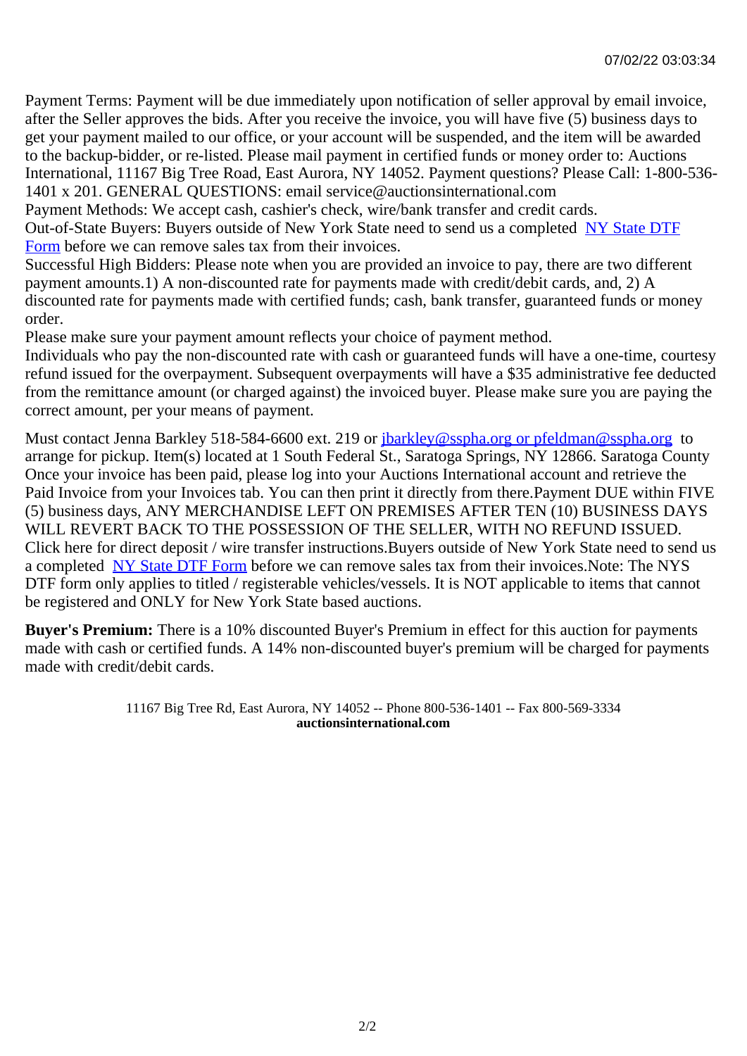Payment Terms: Payment will be due immediately upon notification of seller approval by email invoice, after the Seller approves the bids. After you receive the invoice, you will have five (5) business days to get your payment mailed to our office, or your account will be suspended, and the item will be awarded to the backup-bidder, or re-listed. Please mail payment in certified funds or money order to: Auctions International, 11167 Big Tree Road, East Aurora, NY 14052. Payment questions? Please Call: 1-800-536-1401 x 201. GENERAL QUESTIONS: email service@auctionsinternational.com
Payment Methods: We accept cash, cashier's check, wire/bank transfer and credit cards.
Out-of-State Buyers: Buyers outside of New York State need to send us a completed NY State DTF Form before we can remove sales tax from their invoices.
Successful High Bidders: Please note when you are provided an invoice to pay, there are two different payment amounts.1) A non-discounted rate for payments made with credit/debit cards, and, 2) A discounted rate for payments made with certified funds; cash, bank transfer, guaranteed funds or money order.
Please make sure your payment amount reflects your choice of payment method.
Individuals who pay the non-discounted rate with cash or guaranteed funds will have a one-time, courtesy refund issued for the overpayment. Subsequent overpayments will have a $35 administrative fee deducted from the remittance amount (or charged against) the invoiced buyer. Please make sure you are paying the correct amount, per your means of payment.

Must contact Jenna Barkley 518-584-6600 ext. 219 or jbarkley@sspha.org or pfeldman@sspha.org to arrange for pickup. Item(s) located at 1 South Federal St., Saratoga Springs, NY 12866. Saratoga County Once your invoice has been paid, please log into your Auctions International account and retrieve the Paid Invoice from your Invoices tab. You can then print it directly from there.Payment DUE within FIVE (5) business days, ANY MERCHANDISE LEFT ON PREMISES AFTER TEN (10) BUSINESS DAYS WILL REVERT BACK TO THE POSSESSION OF THE SELLER, WITH NO REFUND ISSUED. Click here for direct deposit / wire transfer instructions.Buyers outside of New York State need to send us a completed NY State DTF Form before we can remove sales tax from their invoices.Note: The NYS DTF form only applies to titled / registerable vehicles/vessels. It is NOT applicable to items that cannot be registered and ONLY for New York State based auctions.

**Buyer's Premium:** There is a 10% discounted Buyer's Premium in effect for this auction for payments made with cash or certified funds. A 14% non-discounted buyer's premium will be charged for payments made with credit/debit cards.